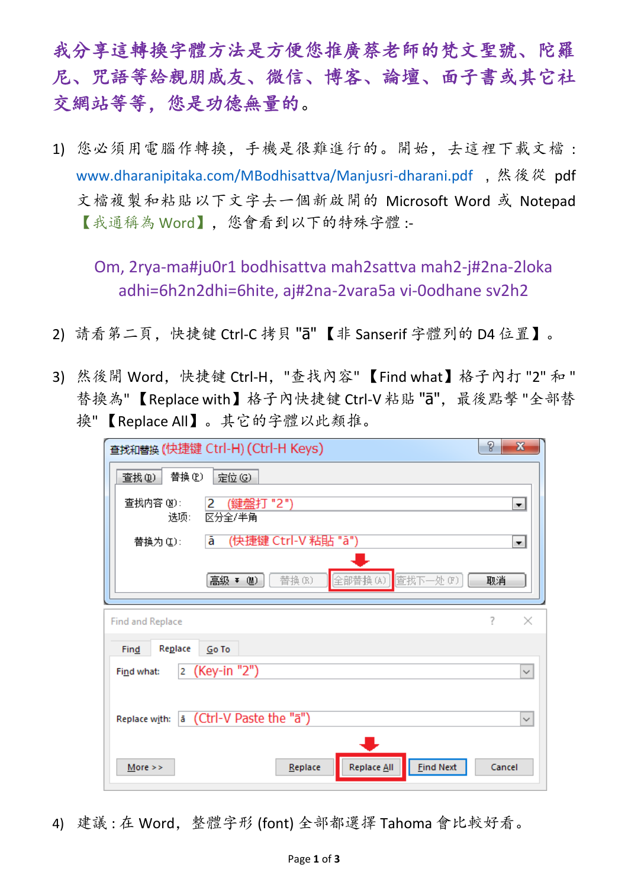**我分享這轉換字體方法是方便您推廣蔡老師的梵文聖號、陀羅尼、咒語等給親朋戚友、微信、博客、論壇、面子書或其它社交網站等等，您是功德無量的。**

1) 您必須用電腦作轉換，手機是很難進行的。開始，去這裡下載文檔：www.dharanipitaka.com/MBodhisattva/Manjusri-dharani.pdf ，然後從 pdf 文檔複製和粘貼以下文字去一個新啟開的 Microsoft Word 或 Notepad【我通稱為 Word】，您會看到以下的特殊字體 :-

   Om, 2rya-ma#ju0r1 bodhisattva mah2sattva mah2-j#2na-2loka adhi=6h2n2dhi=6hite, aj#2na-2vara5a vi-0odhane sv2h2

2) 請看第二頁，快捷鍵 Ctrl-C 拷貝 "ā" 【非 Sanserif 字體列的 D4 位置】。

3) 然後開 Word，快捷鍵 Ctrl-H，"查找內容"【Find what】格子內打 "2" 和 "替換為"【Replace with】格子內快捷鍵 Ctrl-V 粘貼 "ā"，最後點擊 "全部替換"【Replace All】。其它的字體以此類推。

4) 建議：在 Word，整體字形 (font) 全部都選擇 Tahoma 會比較好看。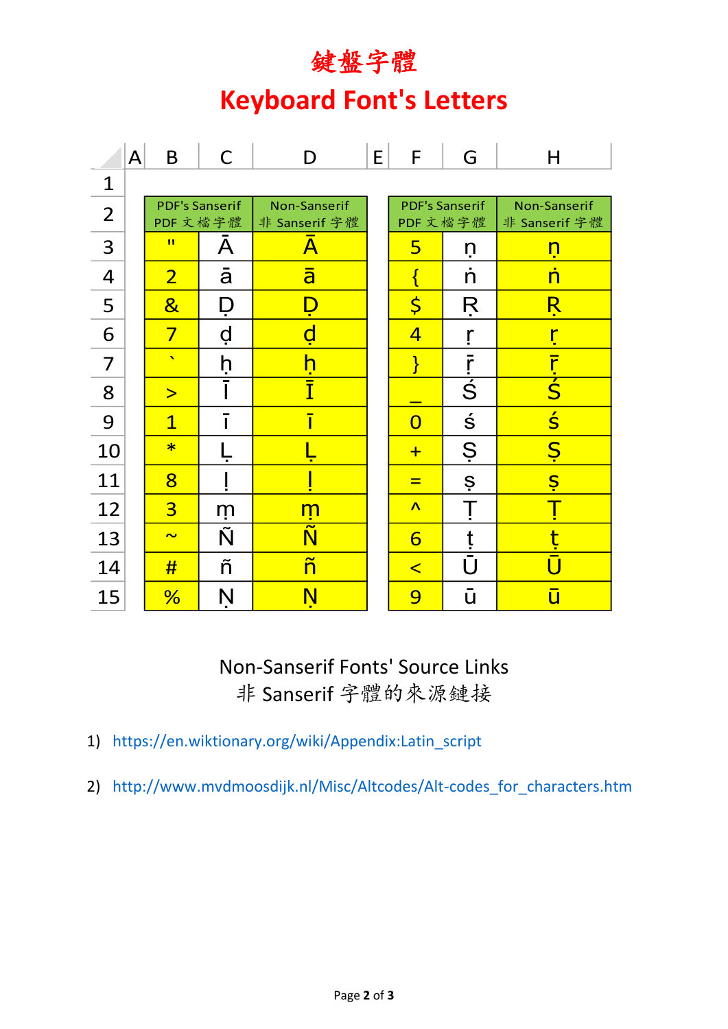# 鍵盤字體

# Keyboard Font's Letters

| | A | B | C | D | E | F | G | H |
|---|---|---|---|---|---|---|---|---|
| 1 | | | | | | | | |
| 2 | | PDF's Sanserif PDF 文檔字體 | | Non-Sanserif 非 Sanserif 字體 | | PDF's Sanserif PDF 文檔字體 | | Non-Sanserif 非 Sanserif 字體 |
| 3 | | " | Ā | Ā | | 5 | ṇ | ṇ |
| 4 | | 2 | ā | ā | | { | ṅ | ṅ |
| 5 | | & | Ḍ | Ḍ | | $ | Ṛ | Ṛ |
| 6 | | 7 | ḍ | ḍ | | 4 | ṛ | ṛ |
| 7 | | ` | ḥ | ḥ | | } | ṝ | ṝ |
| 8 | | > | Ī | Ī | | _ | Ś | Ś |
| 9 | | 1 | ī | ī | | 0 | ś | ś |
| 10 | | * | Ḷ | Ḷ | | + | Ṣ | Ṣ |
| 11 | | 8 | ḷ | ḷ | | = | ṣ | ṣ |
| 12 | | 3 | ṃ | ṃ | | ^ | Ṭ | Ṭ |
| 13 | | ~ | Ñ | Ñ | | 6 | ṭ | ṭ |
| 14 | | # | ñ | ñ | | < | Ū | Ū |
| 15 | | % | Ṇ | Ṇ | | 9 | ū | ū |

Non-Sanserif Fonts' Source Links

非 Sanserif 字體的來源鏈接

1) https://en.wiktionary.org/wiki/Appendix:Latin_script
2) http://www.mvdmoosdijk.nl/Misc/Altcodes/Alt-codes_for_characters.htm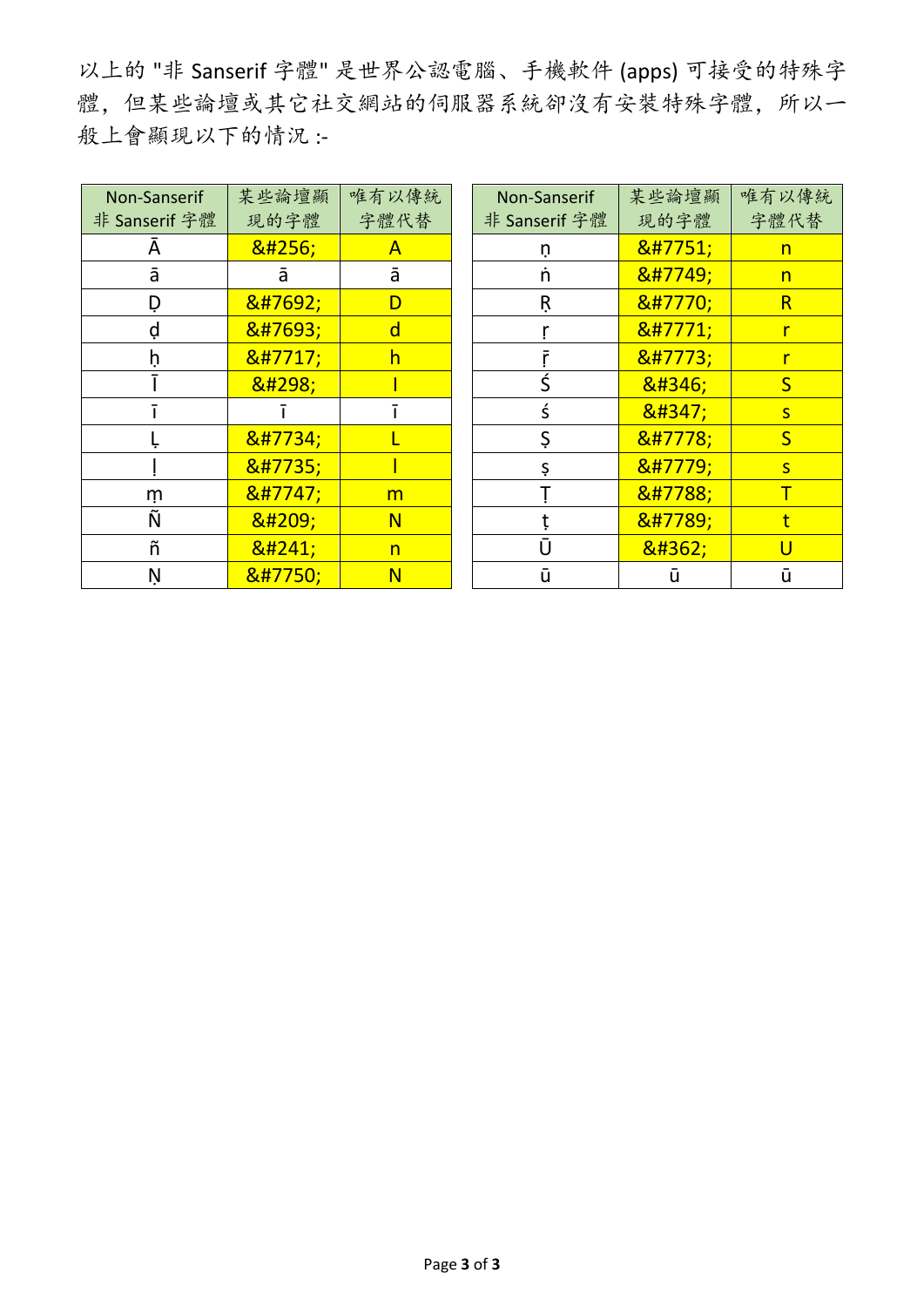以上的 "非 Sanserif 字體" 是世界公認電腦、手機軟件 (apps) 可接受的特殊字體，但某些論壇或其它社交網站的伺服器系統卻沒有安裝特殊字體，所以一般上會顯現以下的情況 :-

| Non-Sanserif 非 Sanserif 字體 | 某些論壇顯現的字體 | 唯有以傳統字體代替 |
|---|---|---|
| Ā | &#256; | A |
| ā | ā | ā |
| Ḍ | &#7692; | D |
| ḍ | &#7693; | d |
| ḥ | &#7717; | h |
| Ī | &#298; | I |
| ī | ī | ī |
| Ḷ | &#7734; | L |
| ḷ | &#7735; | l |
| ṃ | &#7747; | m |
| Ñ | &#209; | N |
| ñ | &#241; | n |
| Ṇ | &#7750; | N |

| Non-Sanserif 非 Sanserif 字體 | 某些論壇顯現的字體 | 唯有以傳統字體代替 |
|---|---|---|
| ṇ | &#7751; | n |
| ṅ | &#7749; | n |
| Ṛ | &#7770; | R |
| ṛ | &#7771; | r |
| ṝ | &#7773; | r |
| Ś | &#346; | S |
| ś | &#347; | s |
| Ṣ | &#7778; | S |
| ṣ | &#7779; | s |
| Ṭ | &#7788; | T |
| ṭ | &#7789; | t |
| Ū | &#362; | U |
| ū | ū | ū |